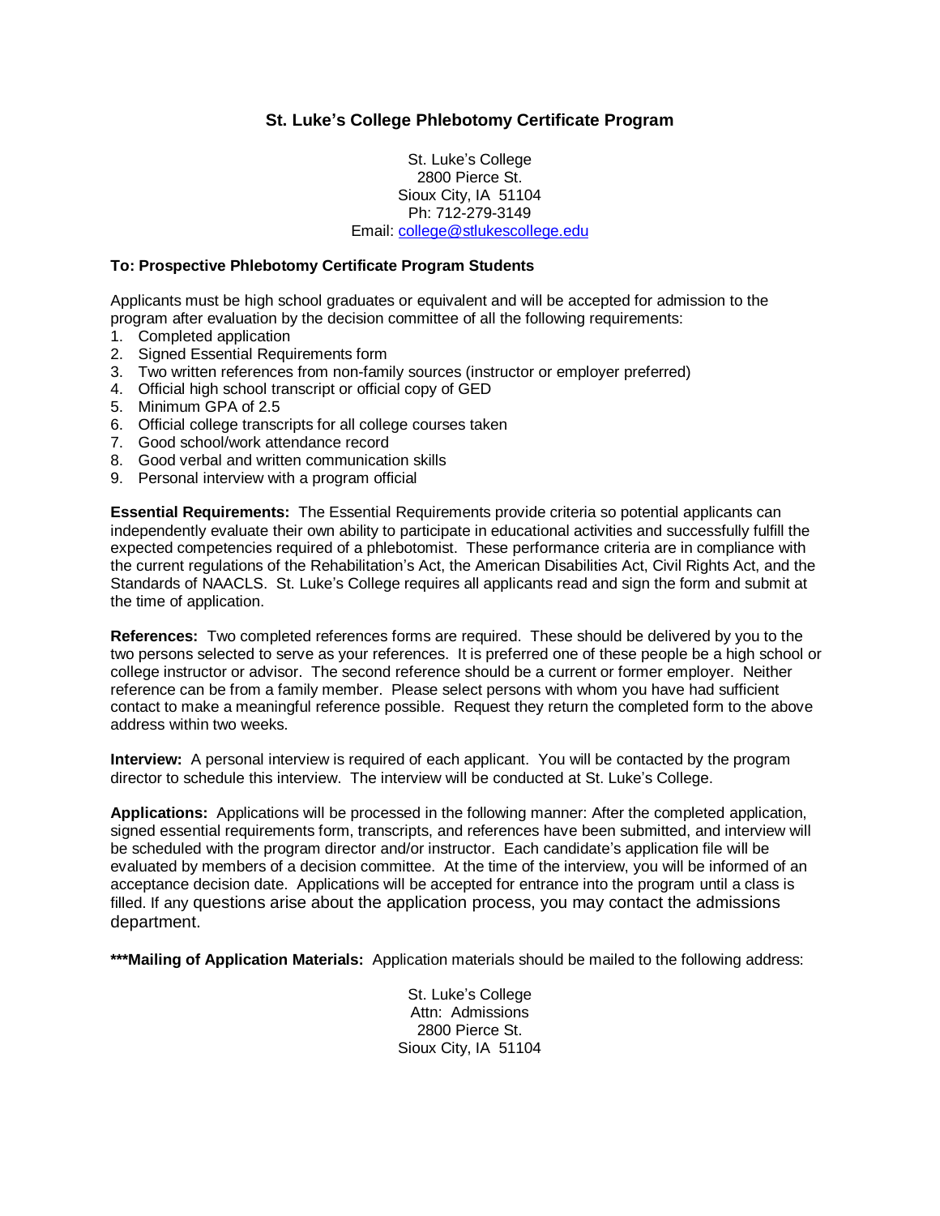# St. Luke's College Phlebotomy Certificate Program

St. Luke's College
2800 Pierce St.
Sioux City, IA 51104
Ph: 712-279-3149
Email: college@stlukescollege.edu

**To: Prospective Phlebotomy Certificate Program Students**

Applicants must be high school graduates or equivalent and will be accepted for admission to the program after evaluation by the decision committee of all the following requirements:

1. Completed application
2. Signed Essential Requirements form
3. Two written references from non-family sources (instructor or employer preferred)
4. Official high school transcript or official copy of GED
5. Minimum GPA of 2.5
6. Official college transcripts for all college courses taken
7. Good school/work attendance record
8. Good verbal and written communication skills
9. Personal interview with a program official

**Essential Requirements:** The Essential Requirements provide criteria so potential applicants can independently evaluate their own ability to participate in educational activities and successfully fulfill the expected competencies required of a phlebotomist. These performance criteria are in compliance with the current regulations of the Rehabilitation's Act, the American Disabilities Act, Civil Rights Act, and the Standards of NAACLS. St. Luke's College requires all applicants read and sign the form and submit at the time of application.

**References:** Two completed references forms are required. These should be delivered by you to the two persons selected to serve as your references. It is preferred one of these people be a high school or college instructor or advisor. The second reference should be a current or former employer. Neither reference can be from a family member. Please select persons with whom you have had sufficient contact to make a meaningful reference possible. Request they return the completed form to the above address within two weeks.

**Interview:** A personal interview is required of each applicant. You will be contacted by the program director to schedule this interview. The interview will be conducted at St. Luke's College.

**Applications:** Applications will be processed in the following manner: After the completed application, signed essential requirements form, transcripts, and references have been submitted, and interview will be scheduled with the program director and/or instructor. Each candidate's application file will be evaluated by members of a decision committee. At the time of the interview, you will be informed of an acceptance decision date. Applications will be accepted for entrance into the program until a class is filled. If any questions arise about the application process, you may contact the admissions department.

***__Mailing of Application Materials:__** Application materials should be mailed to the following address:

St. Luke's College
Attn: Admissions
2800 Pierce St.
Sioux City, IA 51104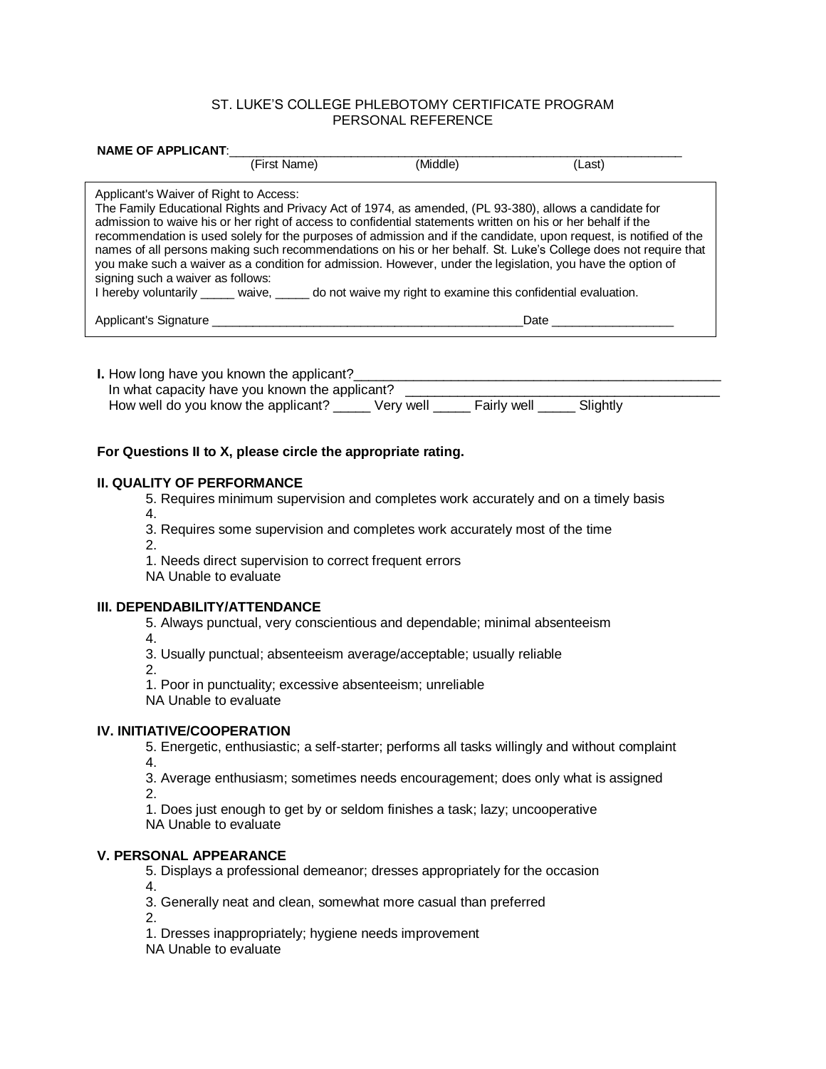ST. LUKE'S COLLEGE PHLEBOTOMY CERTIFICATE PROGRAM
PERSONAL REFERENCE

**NAME OF APPLICANT**:_________________________________________________________________
(First Name) (Middle) (Last)

Applicant's Waiver of Right to Access:
The Family Educational Rights and Privacy Act of 1974, as amended, (PL 93-380), allows a candidate for admission to waive his or her right of access to confidential statements written on his or her behalf if the recommendation is used solely for the purposes of admission and if the candidate, upon request, is notified of the names of all persons making such recommendations on his or her behalf. St. Luke's College does not require that you make such a waiver as a condition for admission. However, under the legislation, you have the option of signing such a waiver as follows:
I hereby voluntarily _____ waive, _____ do not waive my right to examine this confidential evaluation.

Applicant's Signature ______________________________________________Date _________________

**I.** How long have you known the applicant?___________________________________________________
In what capacity have you known the applicant? ___________________________________________
How well do you know the applicant? _____ Very well _____ Fairly well _____ Slightly

**For Questions II to X, please circle the appropriate rating.**

**II. QUALITY OF PERFORMANCE**

5. Requires minimum supervision and completes work accurately and on a timely basis
4.
3. Requires some supervision and completes work accurately most of the time
2.
1. Needs direct supervision to correct frequent errors

NA Unable to evaluate

**III. DEPENDABILITY/ATTENDANCE**

5. Always punctual, very conscientious and dependable; minimal absenteeism
4.
3. Usually punctual; absenteeism average/acceptable; usually reliable
2.
1. Poor in punctuality; excessive absenteeism; unreliable

NA Unable to evaluate

**IV. INITIATIVE/COOPERATION**

5. Energetic, enthusiastic; a self-starter; performs all tasks willingly and without complaint
4.
3. Average enthusiasm; sometimes needs encouragement; does only what is assigned
2.
1. Does just enough to get by or seldom finishes a task; lazy; uncooperative

NA Unable to evaluate

**V. PERSONAL APPEARANCE**

5. Displays a professional demeanor; dresses appropriately for the occasion
4.
3. Generally neat and clean, somewhat more casual than preferred
2.
1. Dresses inappropriately; hygiene needs improvement

NA Unable to evaluate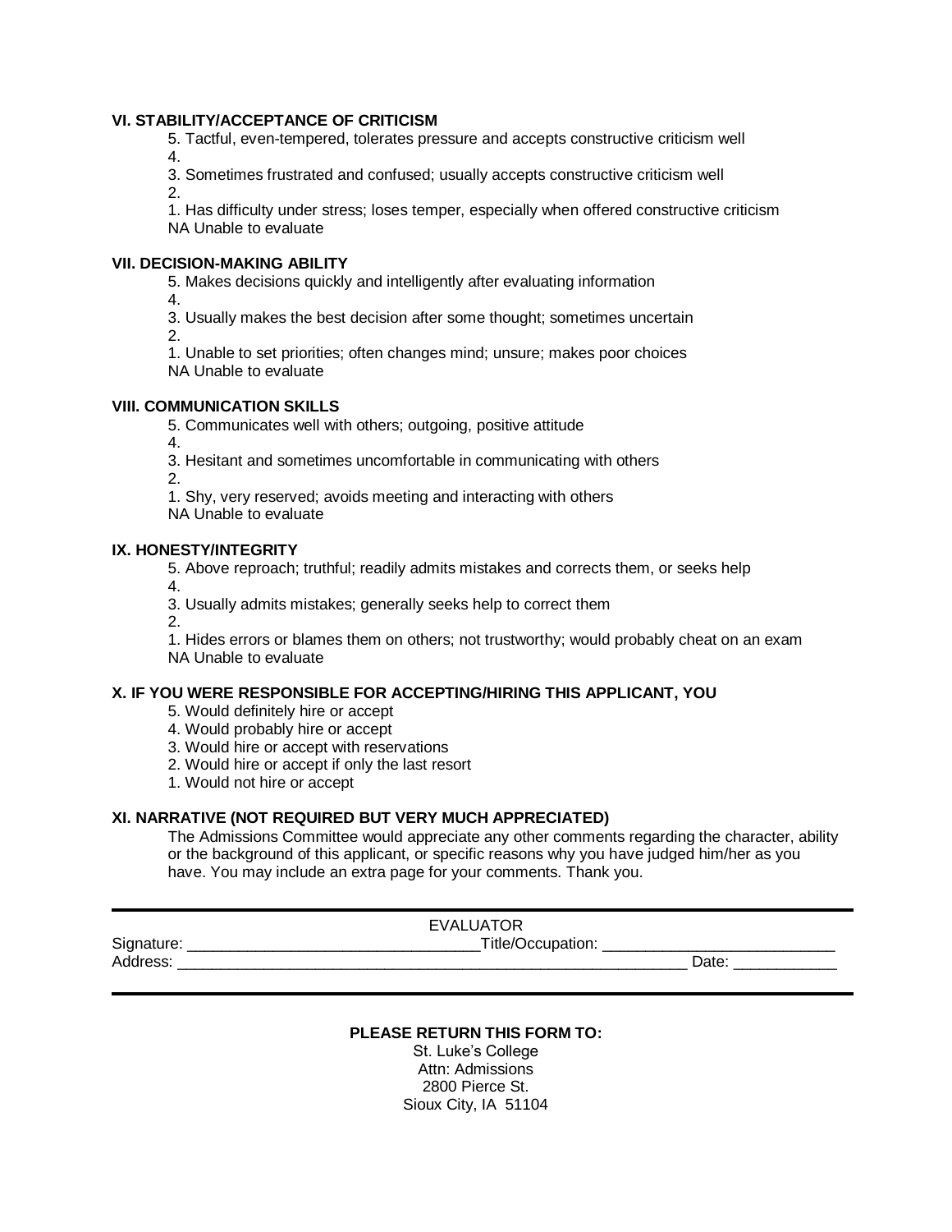### VI. STABILITY/ACCEPTANCE OF CRITICISM

5. Tactful, even-tempered, tolerates pressure and accepts constructive criticism well
4.
3. Sometimes frustrated and confused; usually accepts constructive criticism well
2.
1. Has difficulty under stress; loses temper, especially when offered constructive criticism

NA Unable to evaluate

### VII. DECISION-MAKING ABILITY

5. Makes decisions quickly and intelligently after evaluating information
4.
3. Usually makes the best decision after some thought; sometimes uncertain
2.
1. Unable to set priorities; often changes mind; unsure; makes poor choices

NA Unable to evaluate

### VIII. COMMUNICATION SKILLS

5. Communicates well with others; outgoing, positive attitude
4.
3. Hesitant and sometimes uncomfortable in communicating with others
2.
1. Shy, very reserved; avoids meeting and interacting with others

NA Unable to evaluate

### IX. HONESTY/INTEGRITY

5. Above reproach; truthful; readily admits mistakes and corrects them, or seeks help
4.
3. Usually admits mistakes; generally seeks help to correct them
2.
1. Hides errors or blames them on others; not trustworthy; would probably cheat on an exam

NA Unable to evaluate

### X. IF YOU WERE RESPONSIBLE FOR ACCEPTING/HIRING THIS APPLICANT, YOU

5. Would definitely hire or accept
4. Would probably hire or accept
3. Would hire or accept with reservations
2. Would hire or accept if only the last resort
1. Would not hire or accept

### XI. NARRATIVE (NOT REQUIRED BUT VERY MUCH APPRECIATED)

The Admissions Committee would appreciate any other comments regarding the character, ability or the background of this applicant, or specific reasons why you have judged him/her as you have. You may include an extra page for your comments. Thank you.

---

EVALUATOR

Signature: _________________________________ Title/Occupation: __________________________

Address: ________________________________________________________ Date: ___________

---

**PLEASE RETURN THIS FORM TO:**

St. Luke's College
Attn: Admissions
2800 Pierce St.
Sioux City, IA 51104